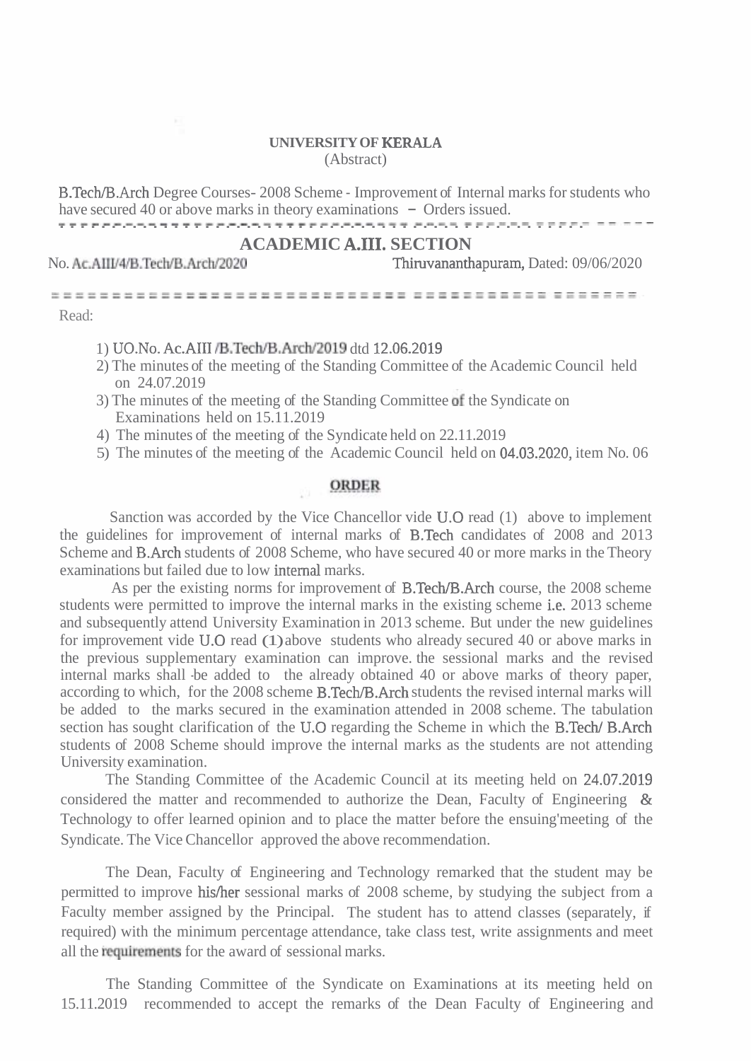**UNIVERSITY OF KERALA**
(Abstract)

B.Tech/B.Arch Degree Courses- 2008 Scheme - Improvement of Internal marks for students who have secured 40 or above marks in theory examinations – Orders issued.

---

## ACADEMIC A.III. SECTION

No. Ac.AIII/4/B.Tech/B.Arch/2020 Thiruvananthapuram, Dated: 09/06/2020

---

Read:

1) UO.No. Ac.AIII /B.Tech/B.Arch/2019 dtd 12.06.2019
2) The minutes of the meeting of the Standing Committee of the Academic Council held on 24.07.2019
3) The minutes of the meeting of the Standing Committee of the Syndicate on Examinations held on 15.11.2019
4) The minutes of the meeting of the Syndicate held on 22.11.2019
5) The minutes of the meeting of the Academic Council held on 04.03.2020, item No. 06

**ORDER**

Sanction was accorded by the Vice Chancellor vide U.O read (1) above to implement the guidelines for improvement of internal marks of B.Tech candidates of 2008 and 2013 Scheme and B.Arch students of 2008 Scheme, who have secured 40 or more marks in the Theory examinations but failed due to low internal marks.

As per the existing norms for improvement of B.Tech/B.Arch course, the 2008 scheme students were permitted to improve the internal marks in the existing scheme i.e. 2013 scheme and subsequently attend University Examination in 2013 scheme. But under the new guidelines for improvement vide U.O read (1) above students who already secured 40 or above marks in the previous supplementary examination can improve. the sessional marks and the revised internal marks shall be added to the already obtained 40 or above marks of theory paper, according to which, for the 2008 scheme B.Tech/B.Arch students the revised internal marks will be added to the marks secured in the examination attended in 2008 scheme. The tabulation section has sought clarification of the U.O regarding the Scheme in which the B.Tech/ B.Arch students of 2008 Scheme should improve the internal marks as the students are not attending University examination.

The Standing Committee of the Academic Council at its meeting held on 24.07.2019 considered the matter and recommended to authorize the Dean, Faculty of Engineering & Technology to offer learned opinion and to place the matter before the ensuing'meeting of the Syndicate. The Vice Chancellor approved the above recommendation.

The Dean, Faculty of Engineering and Technology remarked that the student may be permitted to improve his/her sessional marks of 2008 scheme, by studying the subject from a Faculty member assigned by the Principal. The student has to attend classes (separately, if required) with the minimum percentage attendance, take class test, write assignments and meet all the requirements for the award of sessional marks.

The Standing Committee of the Syndicate on Examinations at its meeting held on 15.11.2019 recommended to accept the remarks of the Dean Faculty of Engineering and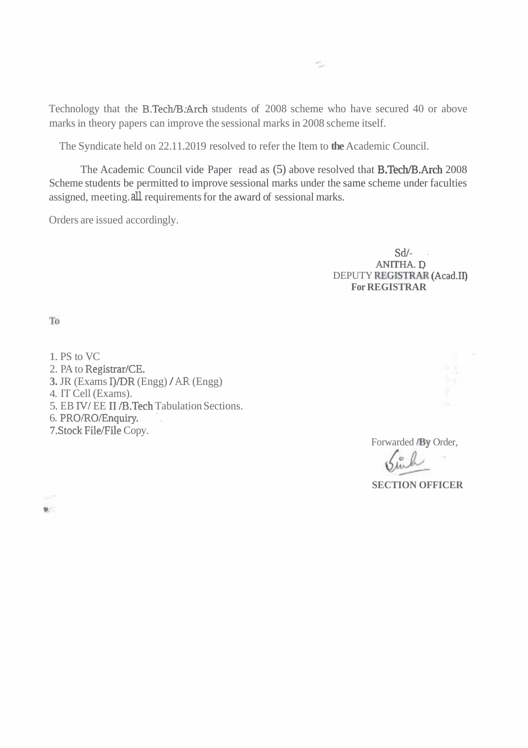Technology that the B.Tech/B.Arch students of 2008 scheme who have secured 40 or above marks in theory papers can improve the sessional marks in 2008 scheme itself.

The Syndicate held on 22.11.2019 resolved to refer the Item to the Academic Council.

The Academic Council vide Paper read as (5) above resolved that B.Tech/B.Arch 2008 Scheme students be permitted to improve sessional marks under the same scheme under faculties assigned, meeting all requirements for the award of sessional marks.

Orders are issued accordingly.

Sd/-
ANITHA. D
DEPUTY REGISTRAR (Acad.II)
**For REGISTRAR**

To

1. PS to VC
2. PA to Registrar/CE.
3. JR (Exams I)/DR (Engg) / AR (Engg)
4. IT Cell (Exams).
5. EB IV/ EE II /B.Tech Tabulation Sections.
6. PRO/RO/Enquiry.
7. Stock File/File Copy.

Forwarded /By Order,

**SECTION OFFICER**